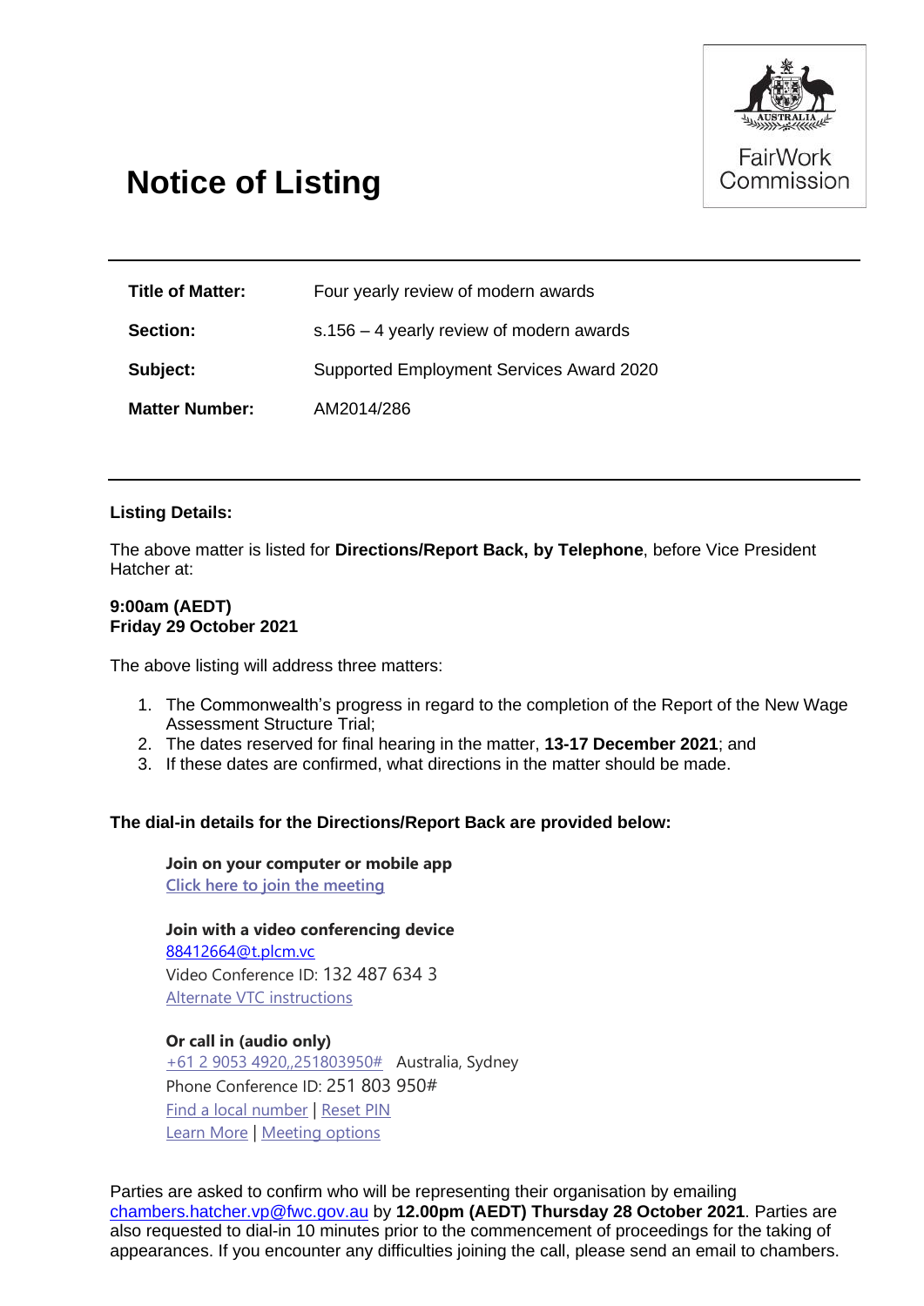FairWork Commission

# Notice of Listing

| | |
|---|---|
| **Title of Matter:** | Four yearly review of modern awards |
| **Section:** | s.156 – 4 yearly review of modern awards |
| **Subject:** | Supported Employment Services Award 2020 |
| **Matter Number:** | AM2014/286 |

**Listing Details:**

The above matter is listed for **Directions/Report Back, by Telephone**, before Vice President Hatcher at:

**9:00am (AEDT)**
**Friday 29 October 2021**

The above listing will address three matters:

1. The Commonwealth's progress in regard to the completion of the Report of the New Wage Assessment Structure Trial;
2. The dates reserved for final hearing in the matter, **13-17 December 2021**; and
3. If these dates are confirmed, what directions in the matter should be made.

**The dial-in details for the Directions/Report Back are provided below:**

**Join on your computer or mobile app**
Click here to join the meeting

**Join with a video conferencing device**
88412664@t.plcm.vc
Video Conference ID: 132 487 634 3
Alternate VTC instructions

**Or call in (audio only)**
+61 2 9053 4920,,251803950# Australia, Sydney
Phone Conference ID: 251 803 950#
Find a local number | Reset PIN
Learn More | Meeting options

Parties are asked to confirm who will be representing their organisation by emailing chambers.hatcher.vp@fwc.gov.au by **12.00pm (AEDT) Thursday 28 October 2021**. Parties are also requested to dial-in 10 minutes prior to the commencement of proceedings for the taking of appearances. If you encounter any difficulties joining the call, please send an email to chambers.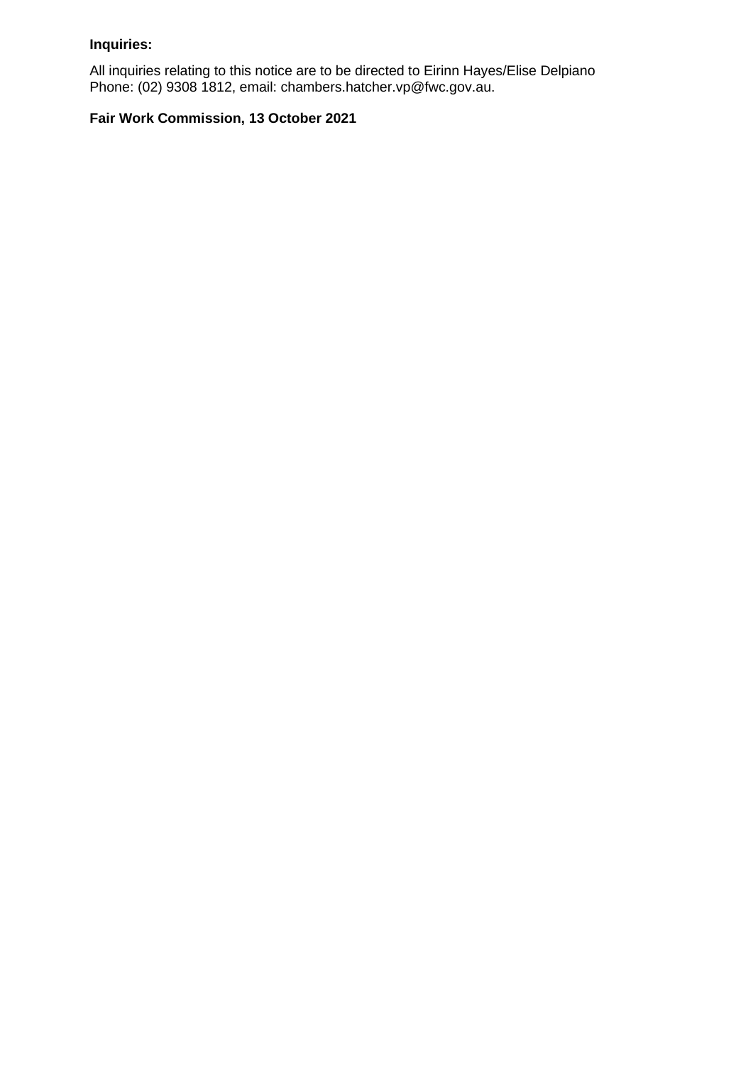**Inquiries:**

All inquiries relating to this notice are to be directed to Eirinn Hayes/Elise Delpiano Phone: (02) 9308 1812, email: chambers.hatcher.vp@fwc.gov.au.

**Fair Work Commission, 13 October 2021**